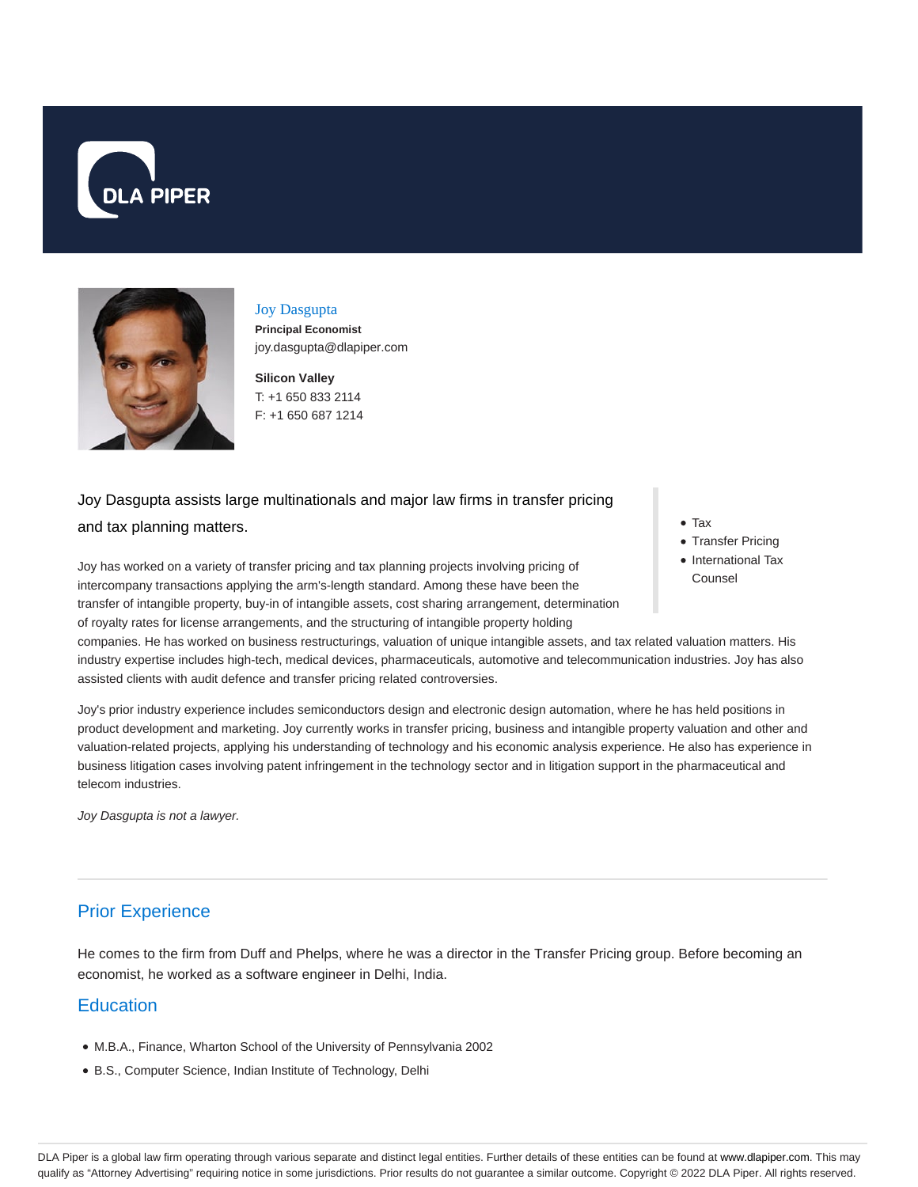# Joy Dasgupta

**Principal Economist**
joy.dasgupta@dlapiper.com

**Silicon Valley**
T: +1 650 833 2114
F: +1 650 687 1214

Joy Dasgupta assists large multinationals and major law firms in transfer pricing and tax planning matters.

- Tax
- Transfer Pricing
- International Tax Counsel

Joy has worked on a variety of transfer pricing and tax planning projects involving pricing of intercompany transactions applying the arm's-length standard. Among these have been the transfer of intangible property, buy-in of intangible assets, cost sharing arrangement, determination of royalty rates for license arrangements, and the structuring of intangible property holding companies. He has worked on business restructurings, valuation of unique intangible assets, and tax related valuation matters. His industry expertise includes high-tech, medical devices, pharmaceuticals, automotive and telecommunication industries. Joy has also assisted clients with audit defence and transfer pricing related controversies.

Joy's prior industry experience includes semiconductors design and electronic design automation, where he has held positions in product development and marketing. Joy currently works in transfer pricing, business and intangible property valuation and other and valuation-related projects, applying his understanding of technology and his economic analysis experience. He also has experience in business litigation cases involving patent infringement in the technology sector and in litigation support in the pharmaceutical and telecom industries.

*Joy Dasgupta is not a lawyer.*

## Prior Experience

He comes to the firm from Duff and Phelps, where he was a director in the Transfer Pricing group. Before becoming an economist, he worked as a software engineer in Delhi, India.

## Education

- M.B.A., Finance, Wharton School of the University of Pennsylvania 2002
- B.S., Computer Science, Indian Institute of Technology, Delhi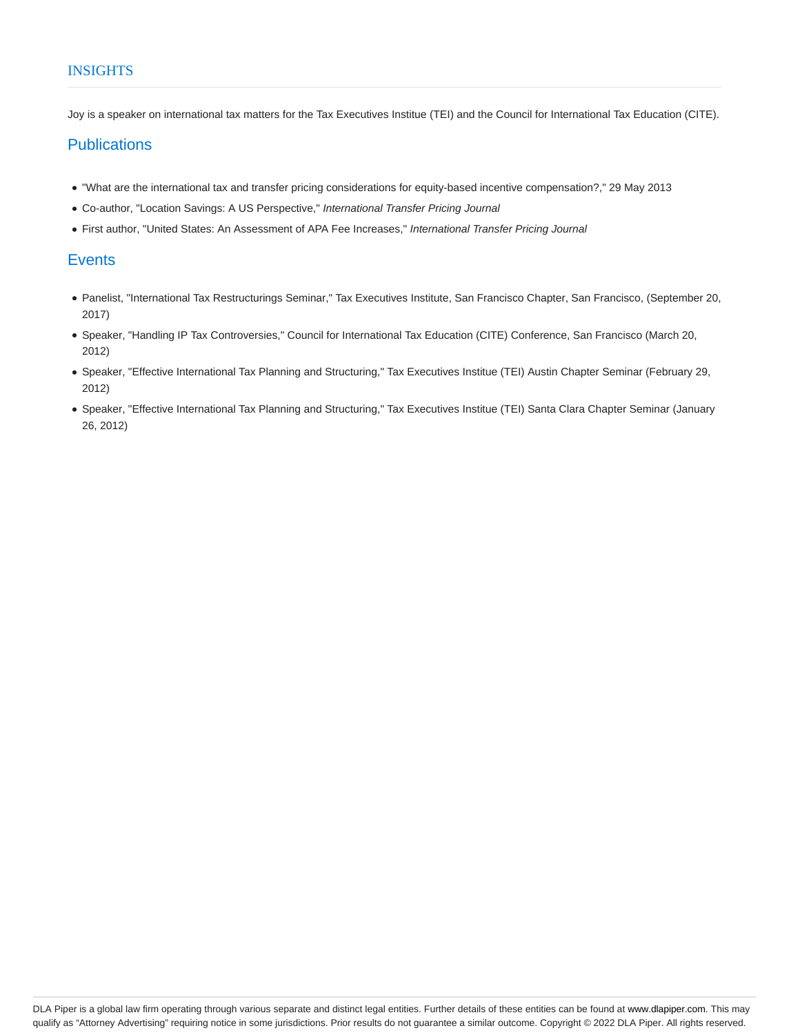## INSIGHTS

Joy is a speaker on international tax matters for the Tax Executives Institue (TEI) and the Council for International Tax Education (CITE).

### Publications

- "What are the international tax and transfer pricing considerations for equity-based incentive compensation?," 29 May 2013
- Co-author, "Location Savings: A US Perspective," *International Transfer Pricing Journal*
- First author, "United States: An Assessment of APA Fee Increases," *International Transfer Pricing Journal*

### Events

- Panelist, "International Tax Restructurings Seminar," Tax Executives Institute, San Francisco Chapter, San Francisco, (September 20, 2017)
- Speaker, "Handling IP Tax Controversies," Council for International Tax Education (CITE) Conference, San Francisco (March 20, 2012)
- Speaker, "Effective International Tax Planning and Structuring," Tax Executives Institue (TEI) Austin Chapter Seminar (February 29, 2012)
- Speaker, "Effective International Tax Planning and Structuring," Tax Executives Institue (TEI) Santa Clara Chapter Seminar (January 26, 2012)

DLA Piper is a global law firm operating through various separate and distinct legal entities. Further details of these entities can be found at www.dlapiper.com. This may qualify as "Attorney Advertising" requiring notice in some jurisdictions. Prior results do not guarantee a similar outcome. Copyright © 2022 DLA Piper. All rights reserved.